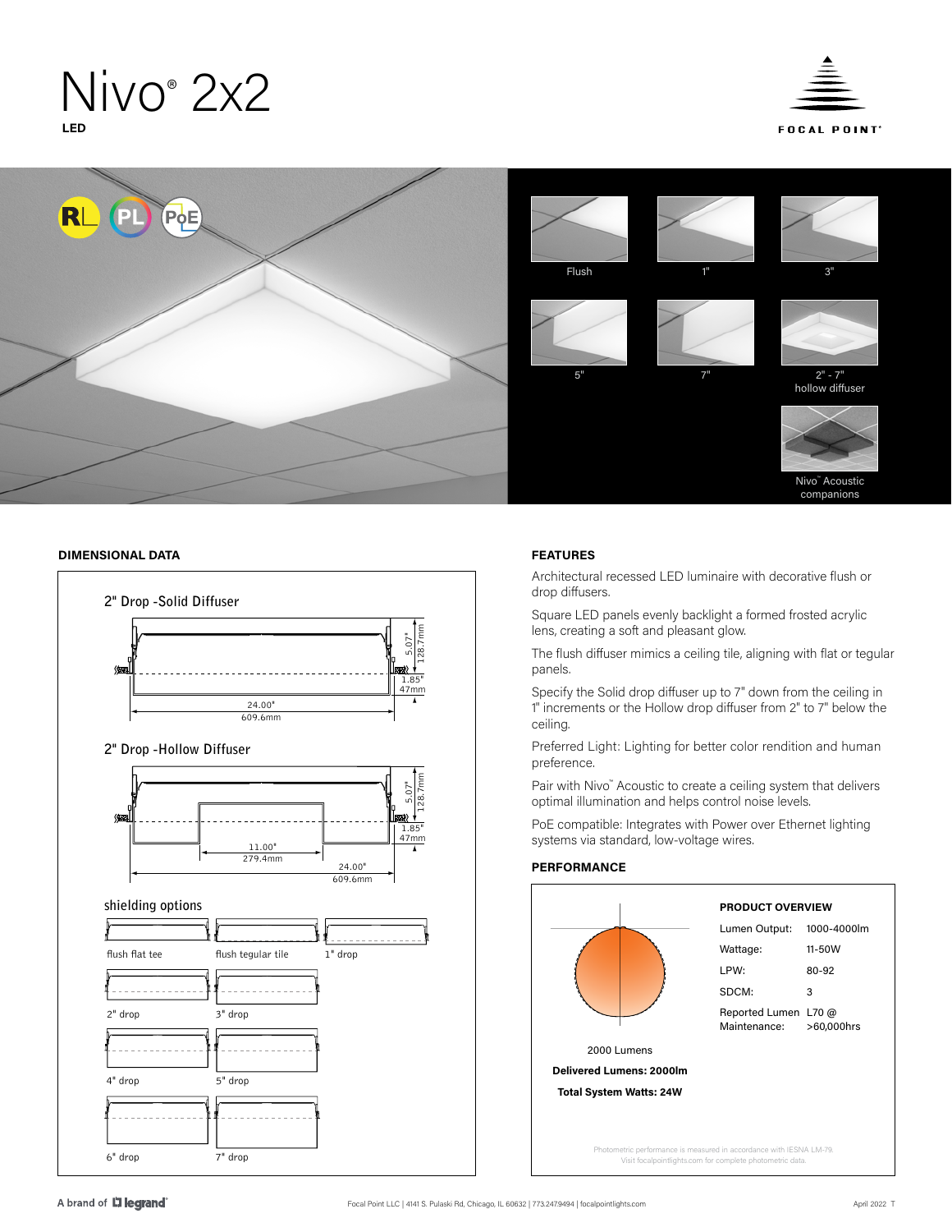# Nivo® 2x2

**LED**

FOCAL POINT®

Flush

1"

3"

5"

7"

2" - 7" hollow diffuser

Nivo™ Acoustic companions

## DIMENSIONAL DATA

2" Drop -Solid Diffuser

5.07" 128.7mm

1.85" 47mm

24.00" 609.6mm

2" Drop -Hollow Diffuser

5.07" 128.7mm

1.85" 47mm

11.00" 279.4mm

24.00" 609.6mm

shielding options

flush flat tee

flush tegular tile

1" drop

2" drop

3" drop

4" drop

5" drop

6" drop

7" drop

## FEATURES

Architectural recessed LED luminaire with decorative flush or drop diffusers.

Square LED panels evenly backlight a formed frosted acrylic lens, creating a soft and pleasant glow.

The flush diffuser mimics a ceiling tile, aligning with flat or tegular panels.

Specify the Solid drop diffuser up to 7" down from the ceiling in 1" increments or the Hollow drop diffuser from 2" to 7" below the ceiling.

Preferred Light: Lighting for better color rendition and human preference.

Pair with Nivo™ Acoustic to create a ceiling system that delivers optimal illumination and helps control noise levels.

PoE compatible: Integrates with Power over Ethernet lighting systems via standard, low-voltage wires.

## PERFORMANCE

2000 Lumens

**Delivered Lumens: 2000lm**

**Total System Watts: 24W**

**PRODUCT OVERVIEW**

| | |
|---|---|
| Lumen Output: | 1000-4000lm |
| Wattage: | 11-50W |
| LPW: | 80-92 |
| SDCM: | 3 |
| Reported Lumen Maintenance: | L70 @ >60,000hrs |

Photometric performance is measured in accordance with IESNA LM-79. Visit focalpointlights.com for complete photometric data.

A brand of legrand®

Focal Point LLC | 4141 S. Pulaski Rd, Chicago, IL 60632 | 773.247.9494 | focalpointlights.com

April 2022 T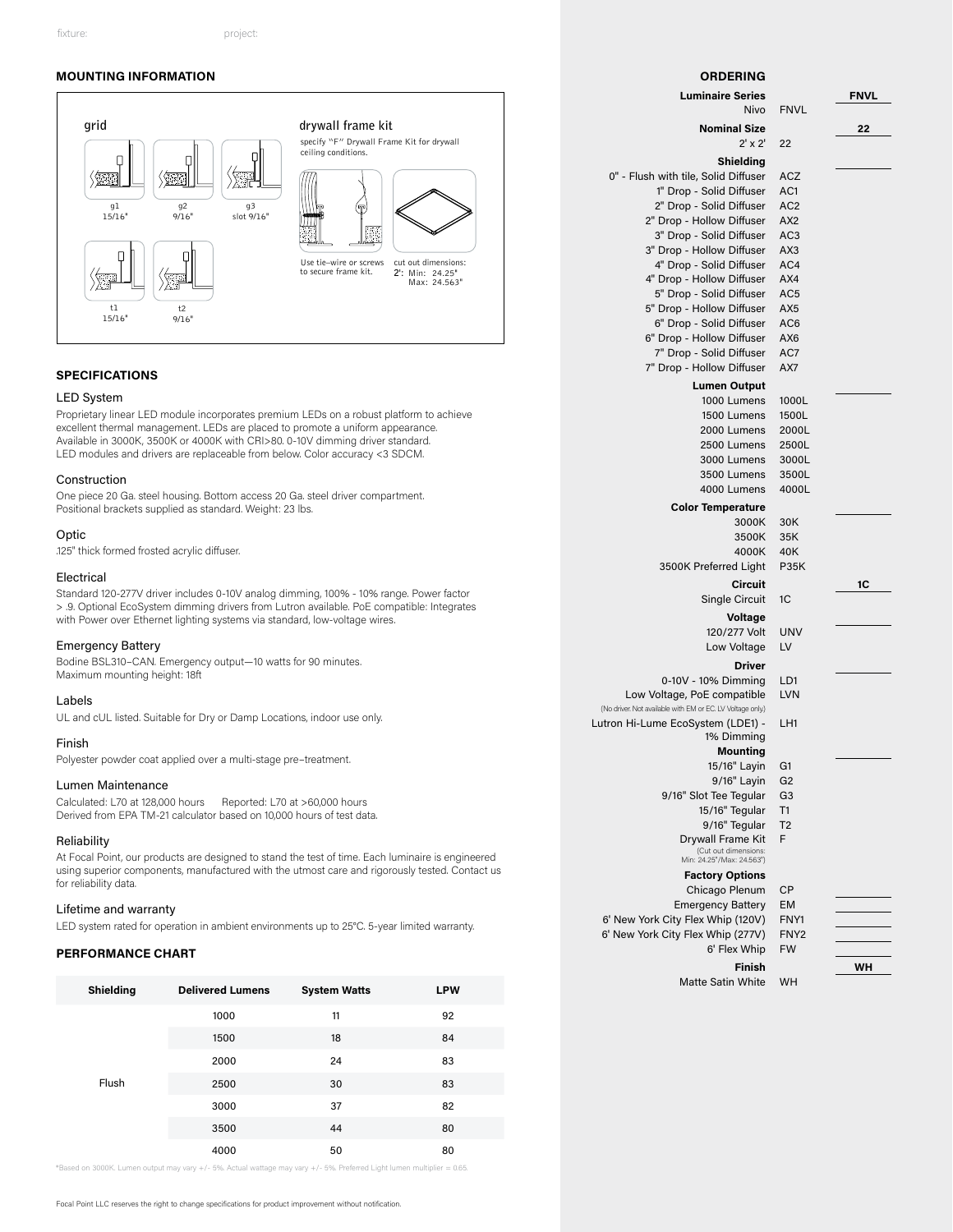fixture: project:

## MOUNTING INFORMATION

grid

g1 15/16"

g2 9/16"

g3 slot 9/16"

t1 15/16"

t2 9/16"

drywall frame kit

specify "F" Drywall Frame Kit for drywall ceiling conditions.

Use tie–wire or screws to secure frame kit.

cut out dimensions:
2': Min: 24.25" Max: 24.563"

## SPECIFICATIONS

### LED System

Proprietary linear LED module incorporates premium LEDs on a robust platform to achieve excellent thermal management. LEDs are placed to promote a uniform appearance. Available in 3000K, 3500K or 4000K with CRI>80. 0-10V dimming driver standard. LED modules and drivers are replaceable from below. Color accuracy <3 SDCM.

### Construction

One piece 20 Ga. steel housing. Bottom access 20 Ga. steel driver compartment. Positional brackets supplied as standard. Weight: 23 lbs.

### Optic

.125" thick formed frosted acrylic diffuser.

### Electrical

Standard 120-277V driver includes 0-10V analog dimming, 100% - 10% range. Power factor > .9. Optional EcoSystem dimming drivers from Lutron available. PoE compatible: Integrates with Power over Ethernet lighting systems via standard, low-voltage wires.

### Emergency Battery

Bodine BSL310–CAN. Emergency output—10 watts for 90 minutes. Maximum mounting height: 18ft

### Labels

UL and cUL listed. Suitable for Dry or Damp Locations, indoor use only.

### Finish

Polyester powder coat applied over a multi-stage pre–treatment.

### Lumen Maintenance

Calculated: L70 at 128,000 hours  Reported: L70 at >60,000 hours
Derived from EPA TM-21 calculator based on 10,000 hours of test data.

### Reliability

At Focal Point, our products are designed to stand the test of time. Each luminaire is engineered using superior components, manufactured with the utmost care and rigorously tested. Contact us for reliability data.

### Lifetime and warranty

LED system rated for operation in ambient environments up to 25°C. 5-year limited warranty.

## PERFORMANCE CHART

| Shielding | Delivered Lumens | System Watts | LPW |
|---|---|---|---|
| Flush | 1000 | 11 | 92 |
| | 1500 | 18 | 84 |
| | 2000 | 24 | 83 |
| | 2500 | 30 | 83 |
| | 3000 | 37 | 82 |
| | 3500 | 44 | 80 |
| | 4000 | 50 | 80 |

*Based on 3000K. Lumen output may vary +/- 5%. Actual wattage may vary +/- 5%. Preferred Light lumen multiplier = 0.65.

## ORDERING

| Option | Code | Selection |
|---|---|---|
| **Luminaire Series** | | FNVL |
| Nivo | FNVL | |
| **Nominal Size** | | 22 |
| 2' x 2' | 22 | |
| **Shielding** | | |
| 0" - Flush with tile, Solid Diffuser | ACZ | |
| 1" Drop - Solid Diffuser | AC1 | |
| 2" Drop - Solid Diffuser | AC2 | |
| 2" Drop - Hollow Diffuser | AX2 | |
| 3" Drop - Solid Diffuser | AC3 | |
| 3" Drop - Hollow Diffuser | AX3 | |
| 4" Drop - Solid Diffuser | AC4 | |
| 4" Drop - Hollow Diffuser | AX4 | |
| 5" Drop - Solid Diffuser | AC5 | |
| 5" Drop - Hollow Diffuser | AX5 | |
| 6" Drop - Solid Diffuser | AC6 | |
| 6" Drop - Hollow Diffuser | AX6 | |
| 7" Drop - Solid Diffuser | AC7 | |
| 7" Drop - Hollow Diffuser | AX7 | |
| **Lumen Output** | | |
| 1000 Lumens | 1000L | |
| 1500 Lumens | 1500L | |
| 2000 Lumens | 2000L | |
| 2500 Lumens | 2500L | |
| 3000 Lumens | 3000L | |
| 3500 Lumens | 3500L | |
| 4000 Lumens | 4000L | |
| **Color Temperature** | | |
| 3000K | 30K | |
| 3500K | 35K | |
| 4000K | 40K | |
| 3500K Preferred Light | P35K | |
| **Circuit** | | 1C |
| Single Circuit | 1C | |
| **Voltage** | | |
| 120/277 Volt | UNV | |
| Low Voltage | LV | |
| **Driver** | | |
| 0-10V - 10% Dimming | LD1 | |
| Low Voltage, PoE compatible (No driver. Not available with EM or EC. LV Voltage only.) | LVN | |
| Lutron Hi-Lume EcoSystem (LDE1) - 1% Dimming | LH1 | |
| **Mounting** | | |
| 15/16" Layin | G1 | |
| 9/16" Layin | G2 | |
| 9/16" Slot Tee Tegular | G3 | |
| 15/16" Tegular | T1 | |
| 9/16" Tegular | T2 | |
| Drywall Frame Kit (Cut out dimensions: Min: 24.25"/Max: 24.563") | F | |
| **Factory Options** | | |
| Chicago Plenum | CP | |
| Emergency Battery | EM | |
| 6' New York City Flex Whip (120V) | FNY1 | |
| 6' New York City Flex Whip (277V) | FNY2 | |
| 6' Flex Whip | FW | |
| **Finish** | | WH |
| Matte Satin White | WH | |

Focal Point LLC reserves the right to change specifications for product improvement without notification.